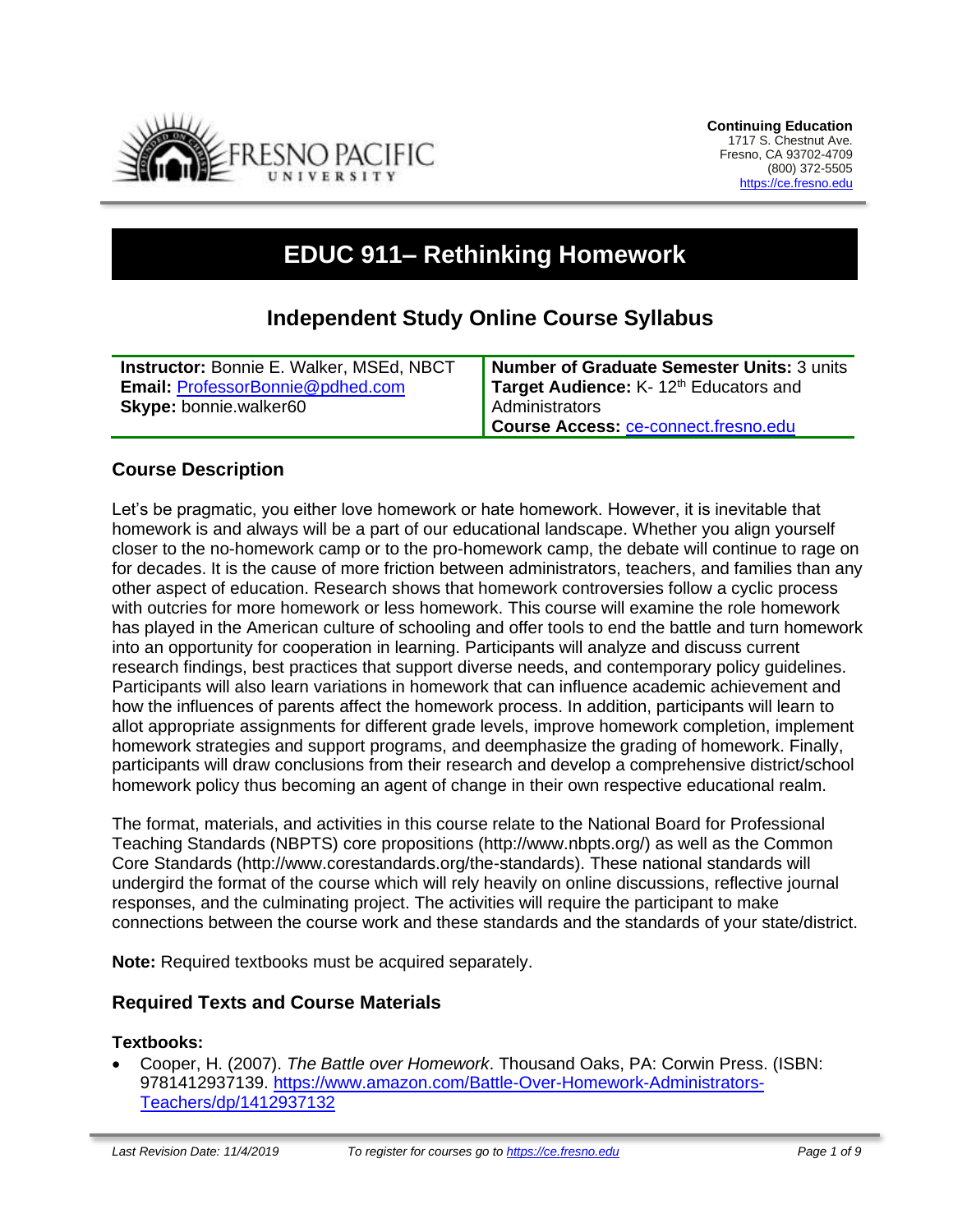**Continuing Education**
1717 S. Chestnut Ave.
Fresno, CA 93702-4709
(800) 372-5505
https://ce.fresno.edu

# EDUC 911– Rethinking Homework

## Independent Study Online Course Syllabus

| | |
|---|---|
| **Instructor:** Bonnie E. Walker, MSEd, NBCT<br>**Email:** ProfessorBonnie@pdhed.com<br>**Skype:** bonnie.walker60 | **Number of Graduate Semester Units:** 3 units<br>**Target Audience:** K- 12th Educators and Administrators<br>**Course Access:** ce-connect.fresno.edu |

### Course Description

Let's be pragmatic, you either love homework or hate homework. However, it is inevitable that homework is and always will be a part of our educational landscape. Whether you align yourself closer to the no-homework camp or to the pro-homework camp, the debate will continue to rage on for decades. It is the cause of more friction between administrators, teachers, and families than any other aspect of education. Research shows that homework controversies follow a cyclic process with outcries for more homework or less homework. This course will examine the role homework has played in the American culture of schooling and offer tools to end the battle and turn homework into an opportunity for cooperation in learning. Participants will analyze and discuss current research findings, best practices that support diverse needs, and contemporary policy guidelines. Participants will also learn variations in homework that can influence academic achievement and how the influences of parents affect the homework process. In addition, participants will learn to allot appropriate assignments for different grade levels, improve homework completion, implement homework strategies and support programs, and deemphasize the grading of homework. Finally, participants will draw conclusions from their research and develop a comprehensive district/school homework policy thus becoming an agent of change in their own respective educational realm.

The format, materials, and activities in this course relate to the National Board for Professional Teaching Standards (NBPTS) core propositions (http://www.nbpts.org/) as well as the Common Core Standards (http://www.corestandards.org/the-standards). These national standards will undergird the format of the course which will rely heavily on online discussions, reflective journal responses, and the culminating project. The activities will require the participant to make connections between the course work and these standards and the standards of your state/district.

**Note:** Required textbooks must be acquired separately.

### Required Texts and Course Materials

#### Textbooks:

- Cooper, H. (2007). *The Battle over Homework*. Thousand Oaks, PA: Corwin Press. (ISBN: 9781412937139. https://www.amazon.com/Battle-Over-Homework-Administrators-Teachers/dp/1412937132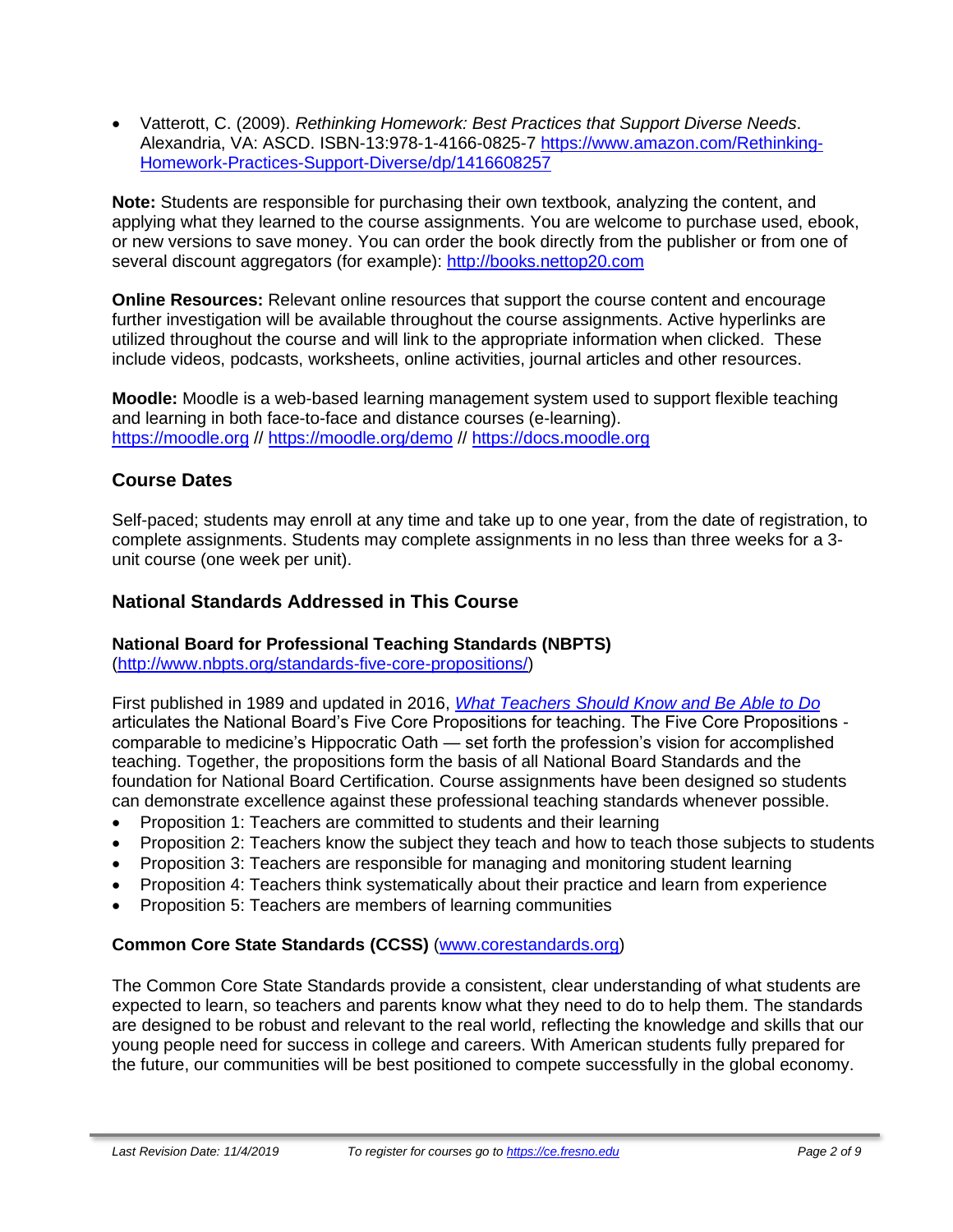- Vatterott, C. (2009). *Rethinking Homework: Best Practices that Support Diverse Needs*. Alexandria, VA: ASCD. ISBN-13:978-1-4166-0825-7 https://www.amazon.com/Rethinking-Homework-Practices-Support-Diverse/dp/1416608257

**Note:** Students are responsible for purchasing their own textbook, analyzing the content, and applying what they learned to the course assignments. You are welcome to purchase used, ebook, or new versions to save money. You can order the book directly from the publisher or from one of several discount aggregators (for example): http://books.nettop20.com

**Online Resources:** Relevant online resources that support the course content and encourage further investigation will be available throughout the course assignments. Active hyperlinks are utilized throughout the course and will link to the appropriate information when clicked. These include videos, podcasts, worksheets, online activities, journal articles and other resources.

**Moodle:** Moodle is a web-based learning management system used to support flexible teaching and learning in both face-to-face and distance courses (e-learning).
https://moodle.org // https://moodle.org/demo // https://docs.moodle.org

## Course Dates

Self-paced; students may enroll at any time and take up to one year, from the date of registration, to complete assignments. Students may complete assignments in no less than three weeks for a 3-unit course (one week per unit).

## National Standards Addressed in This Course

### National Board for Professional Teaching Standards (NBPTS)

(http://www.nbpts.org/standards-five-core-propositions/)

First published in 1989 and updated in 2016, *What Teachers Should Know and Be Able to Do* articulates the National Board's Five Core Propositions for teaching. The Five Core Propositions - comparable to medicine's Hippocratic Oath — set forth the profession's vision for accomplished teaching. Together, the propositions form the basis of all National Board Standards and the foundation for National Board Certification. Course assignments have been designed so students can demonstrate excellence against these professional teaching standards whenever possible.

- Proposition 1: Teachers are committed to students and their learning
- Proposition 2: Teachers know the subject they teach and how to teach those subjects to students
- Proposition 3: Teachers are responsible for managing and monitoring student learning
- Proposition 4: Teachers think systematically about their practice and learn from experience
- Proposition 5: Teachers are members of learning communities

### Common Core State Standards (CCSS) (www.corestandards.org)

The Common Core State Standards provide a consistent, clear understanding of what students are expected to learn, so teachers and parents know what they need to do to help them. The standards are designed to be robust and relevant to the real world, reflecting the knowledge and skills that our young people need for success in college and careers. With American students fully prepared for the future, our communities will be best positioned to compete successfully in the global economy.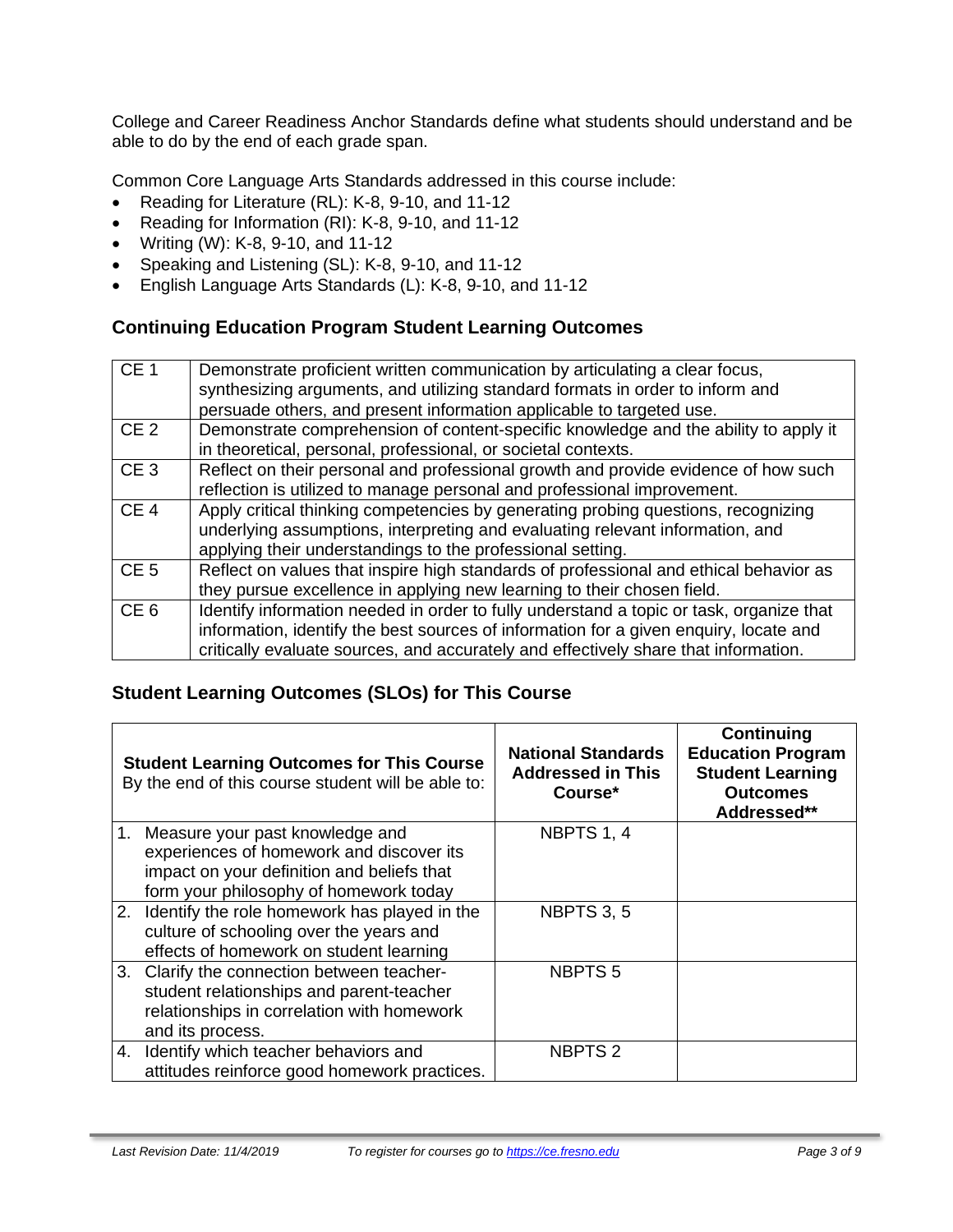College and Career Readiness Anchor Standards define what students should understand and be able to do by the end of each grade span.

Common Core Language Arts Standards addressed in this course include:

- Reading for Literature (RL): K-8, 9-10, and 11-12
- Reading for Information (RI): K-8, 9-10, and 11-12
- Writing (W): K-8, 9-10, and 11-12
- Speaking and Listening (SL): K-8, 9-10, and 11-12
- English Language Arts Standards (L): K-8, 9-10, and 11-12

## Continuing Education Program Student Learning Outcomes

| | |
|---|---|
| CE 1 | Demonstrate proficient written communication by articulating a clear focus, synthesizing arguments, and utilizing standard formats in order to inform and persuade others, and present information applicable to targeted use. |
| CE 2 | Demonstrate comprehension of content-specific knowledge and the ability to apply it in theoretical, personal, professional, or societal contexts. |
| CE 3 | Reflect on their personal and professional growth and provide evidence of how such reflection is utilized to manage personal and professional improvement. |
| CE 4 | Apply critical thinking competencies by generating probing questions, recognizing underlying assumptions, interpreting and evaluating relevant information, and applying their understandings to the professional setting. |
| CE 5 | Reflect on values that inspire high standards of professional and ethical behavior as they pursue excellence in applying new learning to their chosen field. |
| CE 6 | Identify information needed in order to fully understand a topic or task, organize that information, identify the best sources of information for a given enquiry, locate and critically evaluate sources, and accurately and effectively share that information. |

## Student Learning Outcomes (SLOs) for This Course

| **Student Learning Outcomes for This Course** By the end of this course student will be able to: | **National Standards Addressed in This Course*** | **Continuing Education Program Student Learning Outcomes Addressed**** |
|---|---|---|
| 1. Measure your past knowledge and experiences of homework and discover its impact on your definition and beliefs that form your philosophy of homework today | NBPTS 1, 4 | |
| 2. Identify the role homework has played in the culture of schooling over the years and effects of homework on student learning | NBPTS 3, 5 | |
| 3. Clarify the connection between teacher-student relationships and parent-teacher relationships in correlation with homework and its process. | NBPTS 5 | |
| 4. Identify which teacher behaviors and attitudes reinforce good homework practices. | NBPTS 2 | |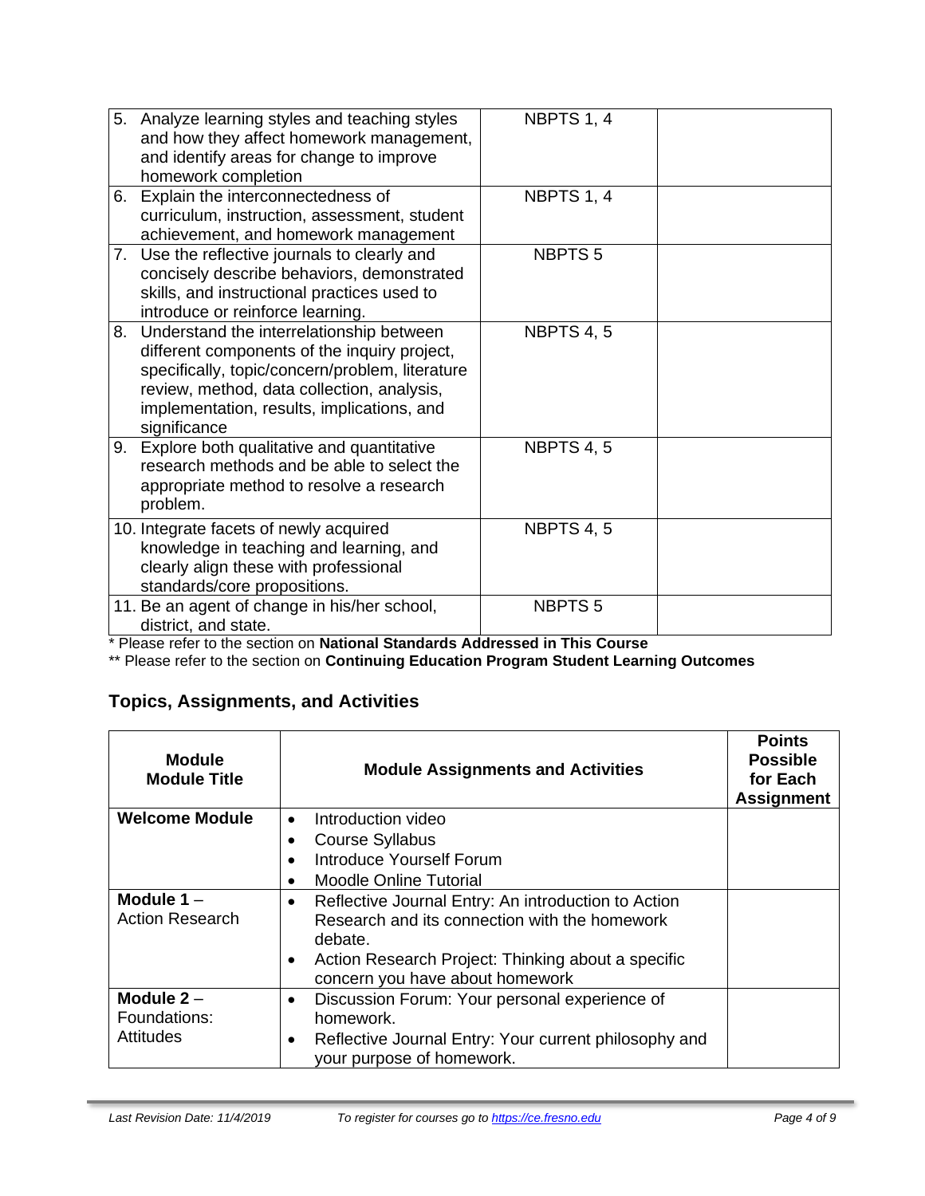| | | |
|---|---|---|
| 5. Analyze learning styles and teaching styles and how they affect homework management, and identify areas for change to improve homework completion | NBPTS 1, 4 | |
| 6. Explain the interconnectedness of curriculum, instruction, assessment, student achievement, and homework management | NBPTS 1, 4 | |
| 7. Use the reflective journals to clearly and concisely describe behaviors, demonstrated skills, and instructional practices used to introduce or reinforce learning. | NBPTS 5 | |
| 8. Understand the interrelationship between different components of the inquiry project, specifically, topic/concern/problem, literature review, method, data collection, analysis, implementation, results, implications, and significance | NBPTS 4, 5 | |
| 9. Explore both qualitative and quantitative research methods and be able to select the appropriate method to resolve a research problem. | NBPTS 4, 5 | |
| 10. Integrate facets of newly acquired knowledge in teaching and learning, and clearly align these with professional standards/core propositions. | NBPTS 4, 5 | |
| 11. Be an agent of change in his/her school, district, and state. | NBPTS 5 | |

\* Please refer to the section on **National Standards Addressed in This Course**

\*\* Please refer to the section on **Continuing Education Program Student Learning Outcomes**

## Topics, Assignments, and Activities

| Module Module Title | Module Assignments and Activities | Points Possible for Each Assignment |
|---|---|---|
| **Welcome Module** | • Introduction video<br>• Course Syllabus<br>• Introduce Yourself Forum<br>• Moodle Online Tutorial | |
| **Module 1** – Action Research | • Reflective Journal Entry: An introduction to Action Research and its connection with the homework debate.<br>• Action Research Project: Thinking about a specific concern you have about homework | |
| **Module 2** – Foundations: Attitudes | • Discussion Forum: Your personal experience of homework.<br>• Reflective Journal Entry: Your current philosophy and your purpose of homework. | |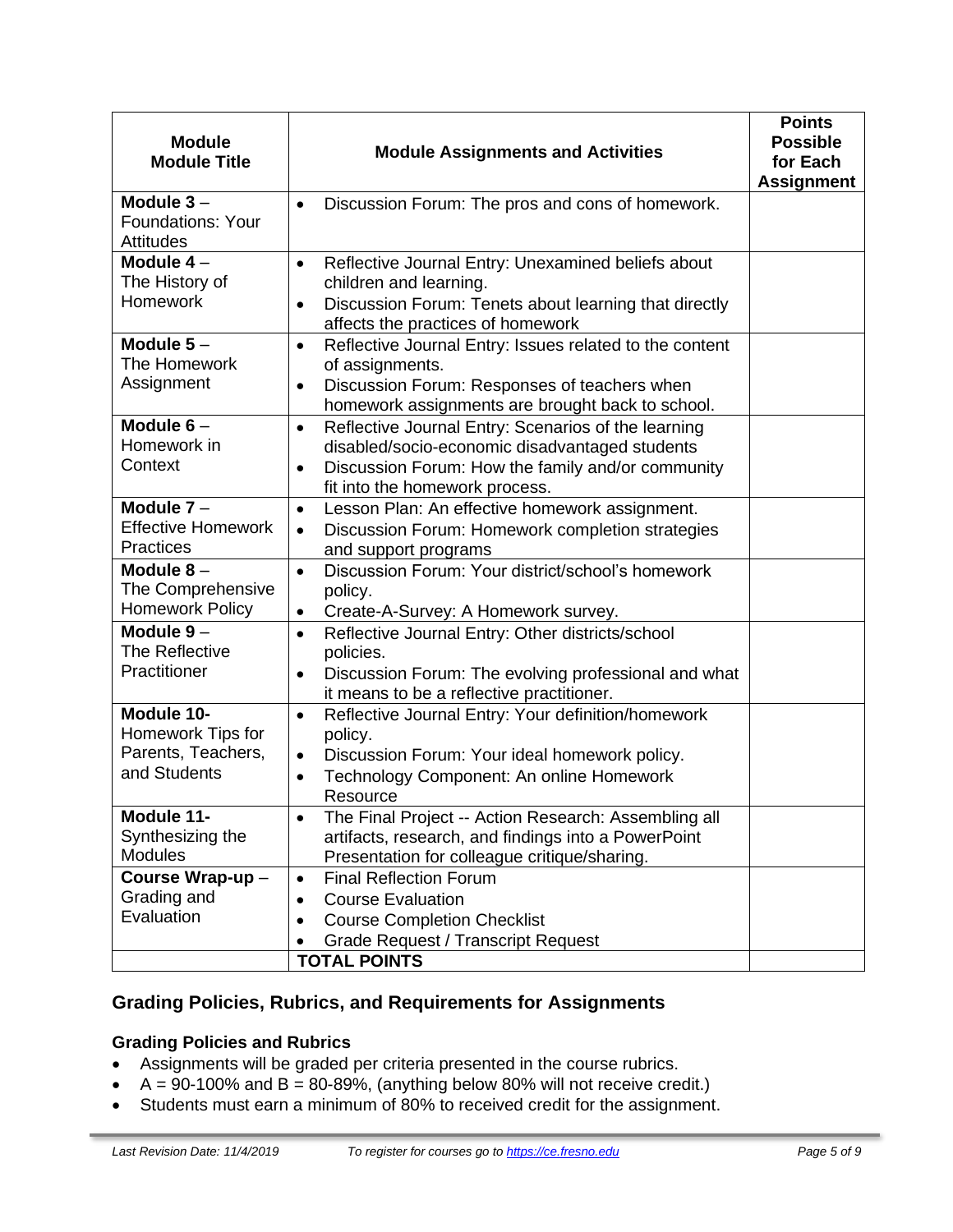| Module<br>Module Title | Module Assignments and Activities | Points Possible for Each Assignment |
|---|---|---|
| **Module 3** – Foundations: Your Attitudes | • Discussion Forum: The pros and cons of homework. | |
| **Module 4** – The History of Homework | • Reflective Journal Entry: Unexamined beliefs about children and learning.<br>• Discussion Forum: Tenets about learning that directly affects the practices of homework | |
| **Module 5** – The Homework Assignment | • Reflective Journal Entry: Issues related to the content of assignments.<br>• Discussion Forum: Responses of teachers when homework assignments are brought back to school. | |
| **Module 6** – Homework in Context | • Reflective Journal Entry: Scenarios of the learning disabled/socio-economic disadvantaged students<br>• Discussion Forum: How the family and/or community fit into the homework process. | |
| **Module 7** – Effective Homework Practices | • Lesson Plan: An effective homework assignment.<br>• Discussion Forum: Homework completion strategies and support programs | |
| **Module 8** – The Comprehensive Homework Policy | • Discussion Forum: Your district/school's homework policy.<br>• Create-A-Survey: A Homework survey. | |
| **Module 9** – The Reflective Practitioner | • Reflective Journal Entry: Other districts/school policies.<br>• Discussion Forum: The evolving professional and what it means to be a reflective practitioner. | |
| **Module 10-** Homework Tips for Parents, Teachers, and Students | • Reflective Journal Entry: Your definition/homework policy.<br>• Discussion Forum: Your ideal homework policy.<br>• Technology Component: An online Homework Resource | |
| **Module 11-** Synthesizing the Modules | • The Final Project -- Action Research: Assembling all artifacts, research, and findings into a PowerPoint Presentation for colleague critique/sharing. | |
| **Course Wrap-up** – Grading and Evaluation | • Final Reflection Forum<br>• Course Evaluation<br>• Course Completion Checklist<br>• Grade Request / Transcript Request | |
| | **TOTAL POINTS** | |

## Grading Policies, Rubrics, and Requirements for Assignments

### Grading Policies and Rubrics

- Assignments will be graded per criteria presented in the course rubrics.
- A = 90-100% and B = 80-89%, (anything below 80% will not receive credit.)
- Students must earn a minimum of 80% to received credit for the assignment.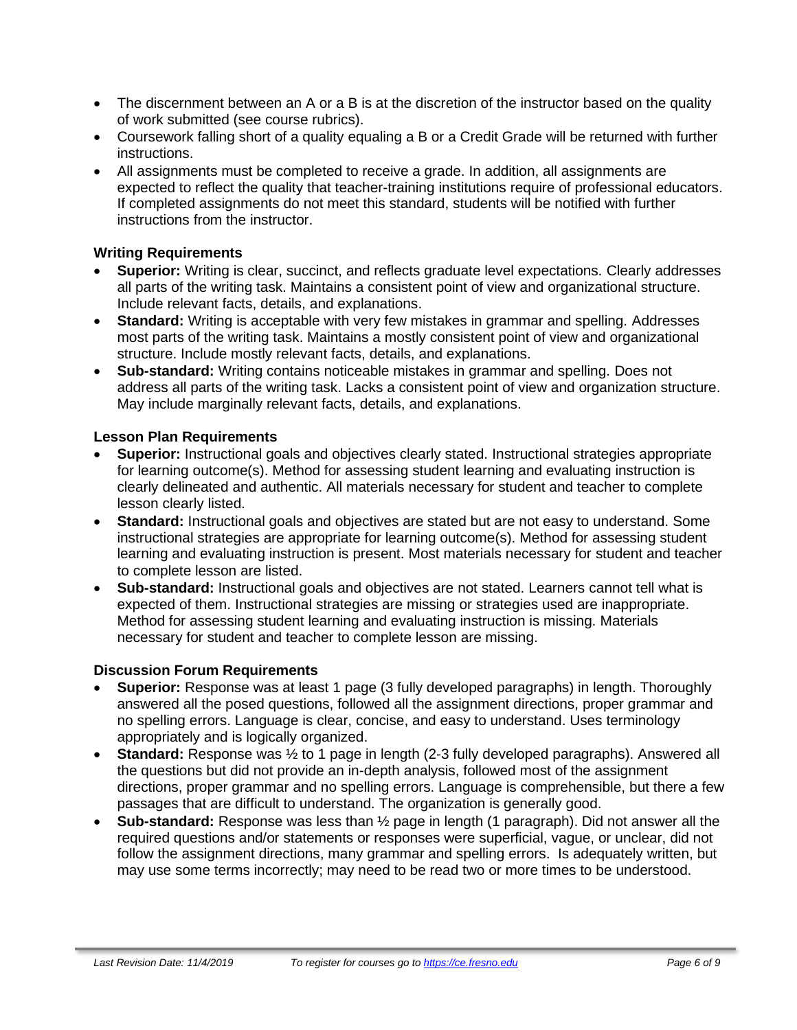- The discernment between an A or a B is at the discretion of the instructor based on the quality of work submitted (see course rubrics).
- Coursework falling short of a quality equaling a B or a Credit Grade will be returned with further instructions.
- All assignments must be completed to receive a grade. In addition, all assignments are expected to reflect the quality that teacher-training institutions require of professional educators. If completed assignments do not meet this standard, students will be notified with further instructions from the instructor.

### Writing Requirements

- **Superior:** Writing is clear, succinct, and reflects graduate level expectations. Clearly addresses all parts of the writing task. Maintains a consistent point of view and organizational structure. Include relevant facts, details, and explanations.
- **Standard:** Writing is acceptable with very few mistakes in grammar and spelling. Addresses most parts of the writing task. Maintains a mostly consistent point of view and organizational structure. Include mostly relevant facts, details, and explanations.
- **Sub-standard:** Writing contains noticeable mistakes in grammar and spelling. Does not address all parts of the writing task. Lacks a consistent point of view and organization structure. May include marginally relevant facts, details, and explanations.

### Lesson Plan Requirements

- **Superior:** Instructional goals and objectives clearly stated. Instructional strategies appropriate for learning outcome(s). Method for assessing student learning and evaluating instruction is clearly delineated and authentic. All materials necessary for student and teacher to complete lesson clearly listed.
- **Standard:** Instructional goals and objectives are stated but are not easy to understand. Some instructional strategies are appropriate for learning outcome(s). Method for assessing student learning and evaluating instruction is present. Most materials necessary for student and teacher to complete lesson are listed.
- **Sub-standard:** Instructional goals and objectives are not stated. Learners cannot tell what is expected of them. Instructional strategies are missing or strategies used are inappropriate. Method for assessing student learning and evaluating instruction is missing. Materials necessary for student and teacher to complete lesson are missing.

### Discussion Forum Requirements

- **Superior:** Response was at least 1 page (3 fully developed paragraphs) in length. Thoroughly answered all the posed questions, followed all the assignment directions, proper grammar and no spelling errors. Language is clear, concise, and easy to understand. Uses terminology appropriately and is logically organized.
- **Standard:** Response was ½ to 1 page in length (2-3 fully developed paragraphs). Answered all the questions but did not provide an in-depth analysis, followed most of the assignment directions, proper grammar and no spelling errors. Language is comprehensible, but there a few passages that are difficult to understand. The organization is generally good.
- **Sub-standard:** Response was less than ½ page in length (1 paragraph). Did not answer all the required questions and/or statements or responses were superficial, vague, or unclear, did not follow the assignment directions, many grammar and spelling errors. Is adequately written, but may use some terms incorrectly; may need to be read two or more times to be understood.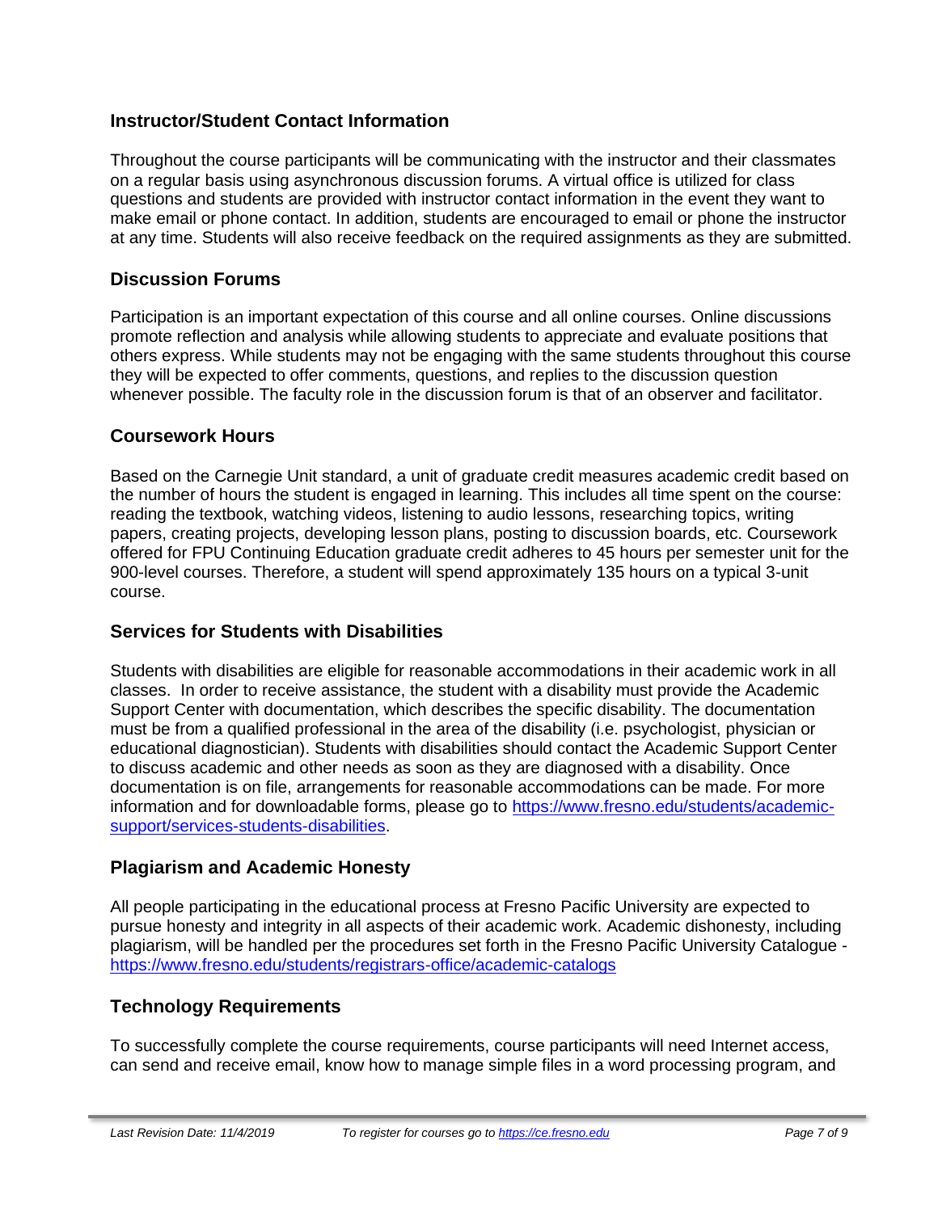## Instructor/Student Contact Information

Throughout the course participants will be communicating with the instructor and their classmates on a regular basis using asynchronous discussion forums. A virtual office is utilized for class questions and students are provided with instructor contact information in the event they want to make email or phone contact. In addition, students are encouraged to email or phone the instructor at any time. Students will also receive feedback on the required assignments as they are submitted.

## Discussion Forums

Participation is an important expectation of this course and all online courses. Online discussions promote reflection and analysis while allowing students to appreciate and evaluate positions that others express. While students may not be engaging with the same students throughout this course they will be expected to offer comments, questions, and replies to the discussion question whenever possible. The faculty role in the discussion forum is that of an observer and facilitator.

## Coursework Hours

Based on the Carnegie Unit standard, a unit of graduate credit measures academic credit based on the number of hours the student is engaged in learning. This includes all time spent on the course: reading the textbook, watching videos, listening to audio lessons, researching topics, writing papers, creating projects, developing lesson plans, posting to discussion boards, etc. Coursework offered for FPU Continuing Education graduate credit adheres to 45 hours per semester unit for the 900-level courses. Therefore, a student will spend approximately 135 hours on a typical 3-unit course.

## Services for Students with Disabilities

Students with disabilities are eligible for reasonable accommodations in their academic work in all classes. In order to receive assistance, the student with a disability must provide the Academic Support Center with documentation, which describes the specific disability. The documentation must be from a qualified professional in the area of the disability (i.e. psychologist, physician or educational diagnostician). Students with disabilities should contact the Academic Support Center to discuss academic and other needs as soon as they are diagnosed with a disability. Once documentation is on file, arrangements for reasonable accommodations can be made. For more information and for downloadable forms, please go to [https://www.fresno.edu/students/academic-support/services-students-disabilities](https://www.fresno.edu/students/academic-support/services-students-disabilities).

## Plagiarism and Academic Honesty

All people participating in the educational process at Fresno Pacific University are expected to pursue honesty and integrity in all aspects of their academic work. Academic dishonesty, including plagiarism, will be handled per the procedures set forth in the Fresno Pacific University Catalogue - [https://www.fresno.edu/students/registrars-office/academic-catalogs](https://www.fresno.edu/students/registrars-office/academic-catalogs)

## Technology Requirements

To successfully complete the course requirements, course participants will need Internet access, can send and receive email, know how to manage simple files in a word processing program, and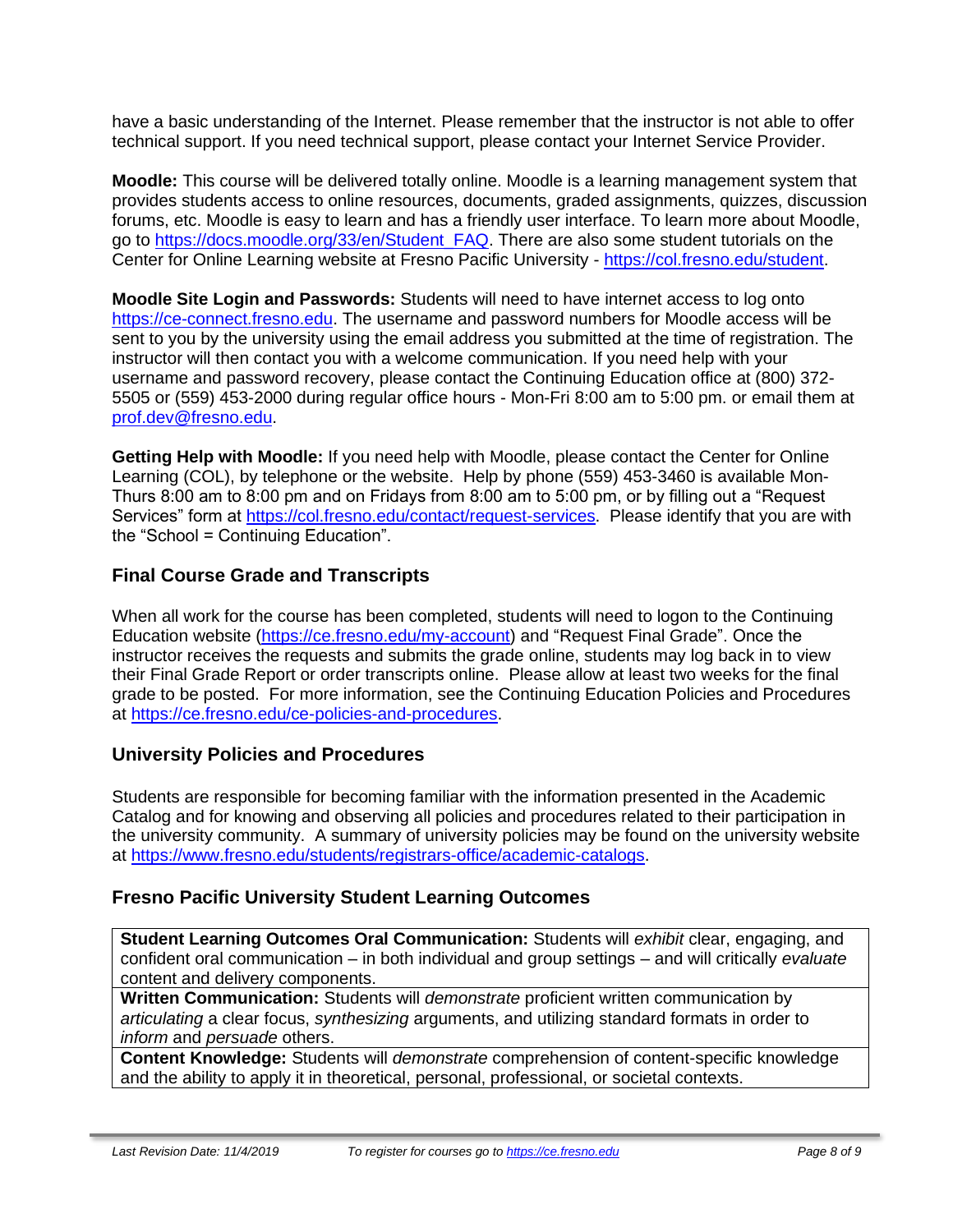have a basic understanding of the Internet. Please remember that the instructor is not able to offer technical support. If you need technical support, please contact your Internet Service Provider.

**Moodle:** This course will be delivered totally online. Moodle is a learning management system that provides students access to online resources, documents, graded assignments, quizzes, discussion forums, etc. Moodle is easy to learn and has a friendly user interface. To learn more about Moodle, go to https://docs.moodle.org/33/en/Student_FAQ. There are also some student tutorials on the Center for Online Learning website at Fresno Pacific University - https://col.fresno.edu/student.

**Moodle Site Login and Passwords:** Students will need to have internet access to log onto https://ce-connect.fresno.edu. The username and password numbers for Moodle access will be sent to you by the university using the email address you submitted at the time of registration. The instructor will then contact you with a welcome communication. If you need help with your username and password recovery, please contact the Continuing Education office at (800) 372-5505 or (559) 453-2000 during regular office hours - Mon-Fri 8:00 am to 5:00 pm. or email them at prof.dev@fresno.edu.

**Getting Help with Moodle:** If you need help with Moodle, please contact the Center for Online Learning (COL), by telephone or the website. Help by phone (559) 453-3460 is available Mon-Thurs 8:00 am to 8:00 pm and on Fridays from 8:00 am to 5:00 pm, or by filling out a "Request Services" form at https://col.fresno.edu/contact/request-services. Please identify that you are with the "School = Continuing Education".

## Final Course Grade and Transcripts

When all work for the course has been completed, students will need to logon to the Continuing Education website (https://ce.fresno.edu/my-account) and "Request Final Grade". Once the instructor receives the requests and submits the grade online, students may log back in to view their Final Grade Report or order transcripts online. Please allow at least two weeks for the final grade to be posted. For more information, see the Continuing Education Policies and Procedures at https://ce.fresno.edu/ce-policies-and-procedures.

## University Policies and Procedures

Students are responsible for becoming familiar with the information presented in the Academic Catalog and for knowing and observing all policies and procedures related to their participation in the university community. A summary of university policies may be found on the university website at https://www.fresno.edu/students/registrars-office/academic-catalogs.

## Fresno Pacific University Student Learning Outcomes

| |
|---|
| **Student Learning Outcomes Oral Communication:** Students will *exhibit* clear, engaging, and confident oral communication – in both individual and group settings – and will critically *evaluate* content and delivery components. |
| **Written Communication:** Students will *demonstrate* proficient written communication by *articulating* a clear focus, *synthesizing* arguments, and utilizing standard formats in order to *inform* and *persuade* others. |
| **Content Knowledge:** Students will *demonstrate* comprehension of content-specific knowledge and the ability to apply it in theoretical, personal, professional, or societal contexts. |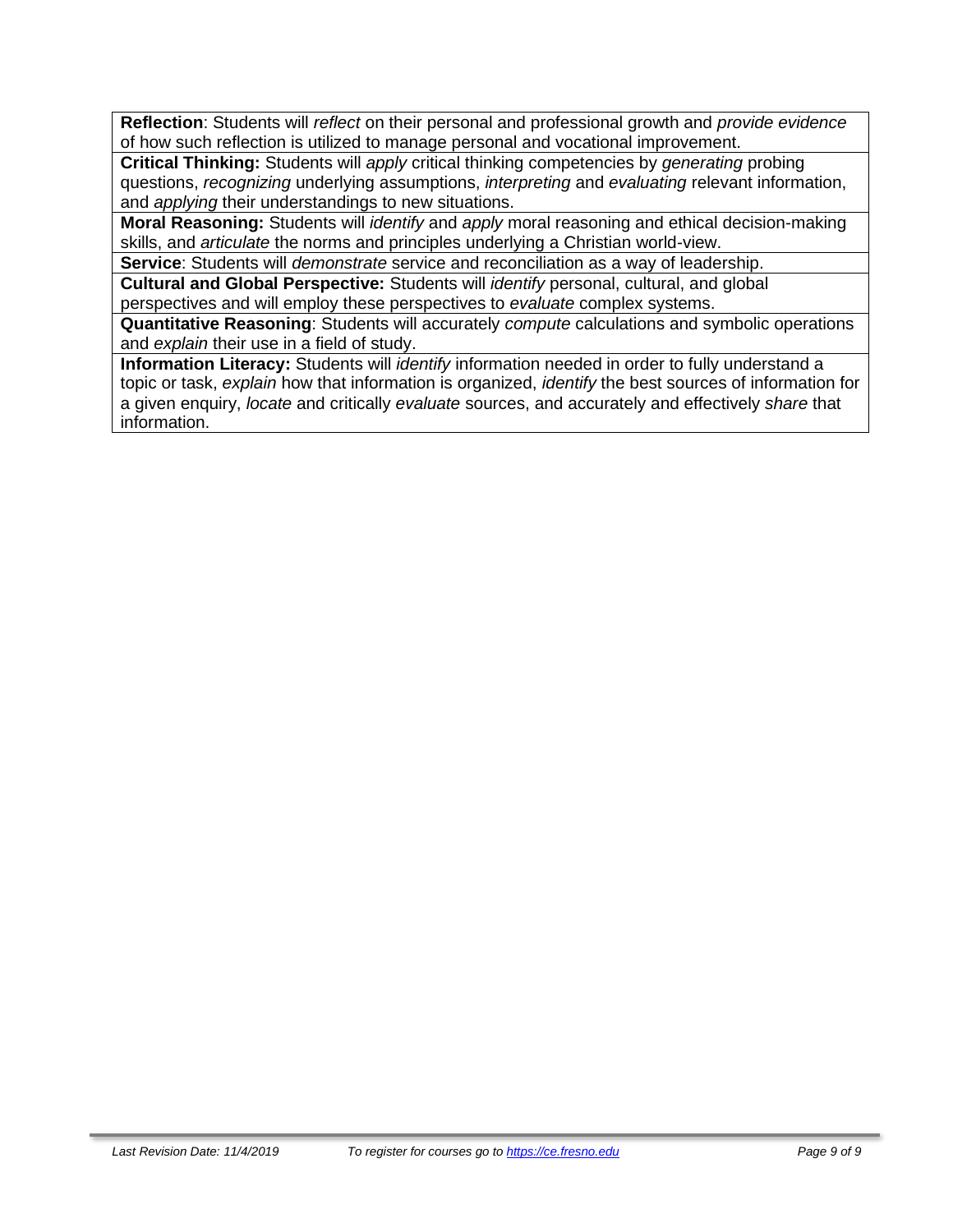| |
|---|
| **Reflection**: Students will *reflect* on their personal and professional growth and *provide evidence* of how such reflection is utilized to manage personal and vocational improvement. |
| **Critical Thinking:** Students will *apply* critical thinking competencies by *generating* probing questions, *recognizing* underlying assumptions, *interpreting* and *evaluating* relevant information, and *applying* their understandings to new situations. |
| **Moral Reasoning:** Students will *identify* and *apply* moral reasoning and ethical decision-making skills, and *articulate* the norms and principles underlying a Christian world-view. |
| **Service**: Students will *demonstrate* service and reconciliation as a way of leadership. |
| **Cultural and Global Perspective:** Students will *identify* personal, cultural, and global perspectives and will employ these perspectives to *evaluate* complex systems. |
| **Quantitative Reasoning**: Students will accurately *compute* calculations and symbolic operations and *explain* their use in a field of study. |
| **Information Literacy:** Students will *identify* information needed in order to fully understand a topic or task, *explain* how that information is organized, *identify* the best sources of information for a given enquiry, *locate* and critically *evaluate* sources, and accurately and effectively *share* that information. |